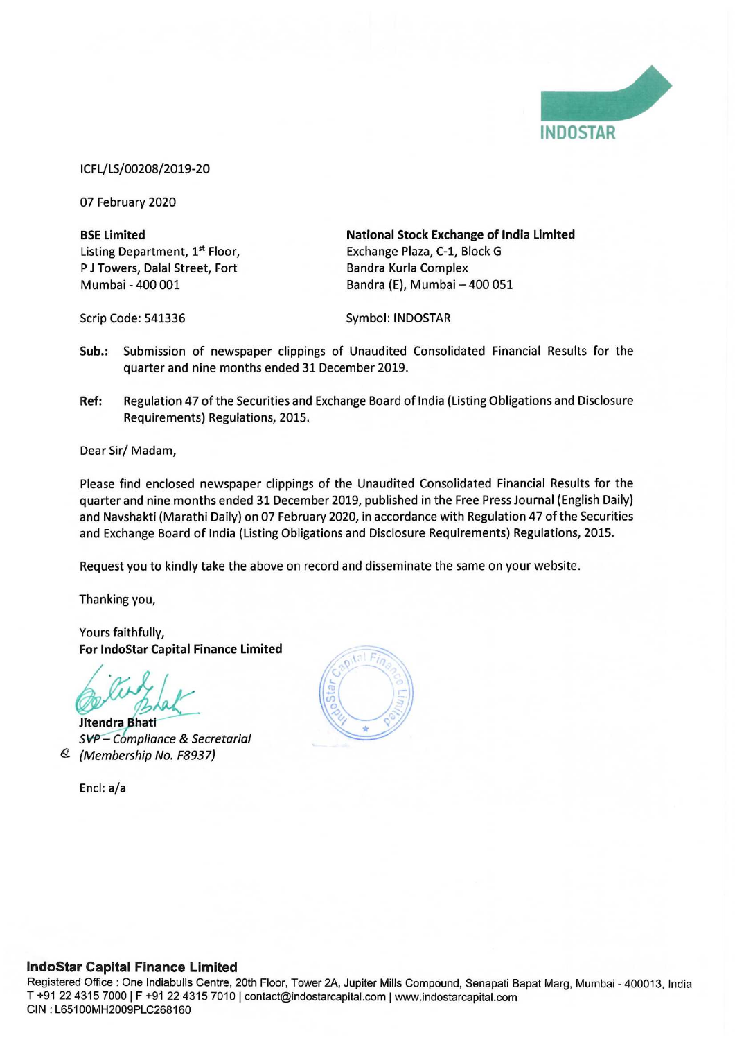INDOSTAR

ICFL/LS/00208/2019-20

07 February 2020

**BSE Limited**
Listing Department, 1st Floor,
P J Towers, Dalal Street, Fort
Mumbai - 400 001

Scrip Code: 541336

**National Stock Exchange of India Limited**
Exchange Plaza, C-1, Block G
Bandra Kurla Complex
Bandra (E), Mumbai – 400 051

Symbol: INDOSTAR

**Sub.:** Submission of newspaper clippings of Unaudited Consolidated Financial Results for the quarter and nine months ended 31 December 2019.

**Ref:** Regulation 47 of the Securities and Exchange Board of India (Listing Obligations and Disclosure Requirements) Regulations, 2015.

Dear Sir/ Madam,

Please find enclosed newspaper clippings of the Unaudited Consolidated Financial Results for the quarter and nine months ended 31 December 2019, published in the Free Press Journal (English Daily) and Navshakti (Marathi Daily) on 07 February 2020, in accordance with Regulation 47 of the Securities and Exchange Board of India (Listing Obligations and Disclosure Requirements) Regulations, 2015.

Request you to kindly take the above on record and disseminate the same on your website.

Thanking you,

Yours faithfully,
**For IndoStar Capital Finance Limited**

**Jitendra Bhati**
*SVP – Compliance & Secretarial*
*(Membership No. F8937)*

Encl: a/a

**IndoStar Capital Finance Limited**
Registered Office : One Indiabulls Centre, 20th Floor, Tower 2A, Jupiter Mills Compound, Senapati Bapat Marg, Mumbai - 400013, India
T +91 22 4315 7000 | F +91 22 4315 7010 | contact@indostarcapital.com | www.indostarcapital.com
CIN : L65100MH2009PLC268160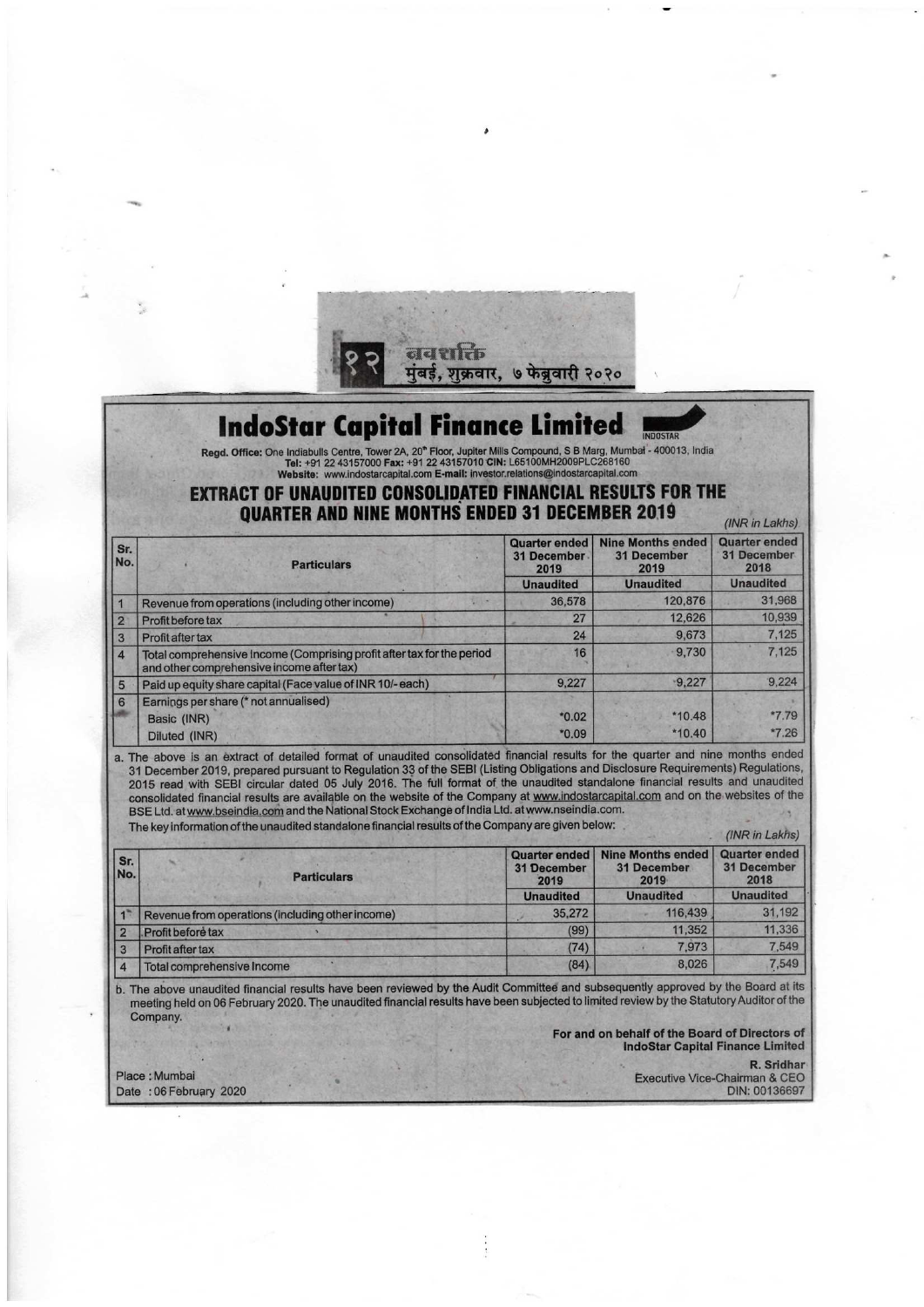नवशक्ति मुंबई, शुक्रवार, ७ फेब्रुवारी २०२०

# IndoStar Capital Finance Limited

**Regd. Office:** One Indiabulls Centre, Tower 2A, 20th Floor, Jupiter Mills Compound, S B Marg, Mumbai - 400013, India
**Tel:** +91 22 43157000 **Fax:** +91 22 43157010 **CIN:** L65100MH2009PLC268160
**Website:** www.indostarcapital.com **E-mail:** investor.relations@indostarcapital.com

## EXTRACT OF UNAUDITED CONSOLIDATED FINANCIAL RESULTS FOR THE QUARTER AND NINE MONTHS ENDED 31 DECEMBER 2019

*(INR in Lakhs)*

| Sr. No. | Particulars | Quarter ended 31 December 2019 | Nine Months ended 31 December 2019 | Quarter ended 31 December 2018 |
|---|---|---|---|---|
| | | Unaudited | Unaudited | Unaudited |
| 1 | Revenue from operations (including other income) | 36,578 | 120,876 | 31,968 |
| 2 | Profit before tax | 27 | 12,626 | 10,939 |
| 3 | Profit after tax | 24 | 9,673 | 7,125 |
| 4 | Total comprehensive Income (Comprising profit after tax for the period and other comprehensive income after tax) | 16 | 9,730 | 7,125 |
| 5 | Paid up equity share capital (Face value of INR 10/- each) | 9,227 | 9,227 | 9,224 |
| 6 | Earnings per share (* not annualised) | | | |
| | Basic (INR) | *0.02 | *10.48 | *7.79 |
| | Diluted (INR) | *0.09 | *10.40 | *7.26 |

a. The above is an extract of detailed format of unaudited consolidated financial results for the quarter and nine months ended 31 December 2019, prepared pursuant to Regulation 33 of the SEBI (Listing Obligations and Disclosure Requirements) Regulations, 2015 read with SEBI circular dated 05 July 2016. The full format of the unaudited standalone financial results and unaudited consolidated financial results are available on the website of the Company at www.indostarcapital.com and on the websites of the BSE Ltd. at www.bseindia.com and the National Stock Exchange of India Ltd. at www.nseindia.com.

The key information of the unaudited standalone financial results of the Company are given below:

*(INR in Lakhs)*

| Sr. No. | Particulars | Quarter ended 31 December 2019 | Nine Months ended 31 December 2019 | Quarter ended 31 December 2018 |
|---|---|---|---|---|
| | | Unaudited | Unaudited | Unaudited |
| 1 | Revenue from operations (including other income) | 35,272 | 116,439 | 31,192 |
| 2 | Profit before tax | (99) | 11,352 | 11,336 |
| 3 | Profit after tax | (74) | 7,973 | 7,549 |
| 4 | Total comprehensive Income | (84) | 8,026 | 7,549 |

b. The above unaudited financial results have been reviewed by the Audit Committee and subsequently approved by the Board at its meeting held on 06 February 2020. The unaudited financial results have been subjected to limited review by the Statutory Auditor of the Company.

**For and on behalf of the Board of Directors of IndoStar Capital Finance Limited**

**R. Sridhar**
Executive Vice-Chairman & CEO
DIN: 00136697

Place : Mumbai
Date : 06 February 2020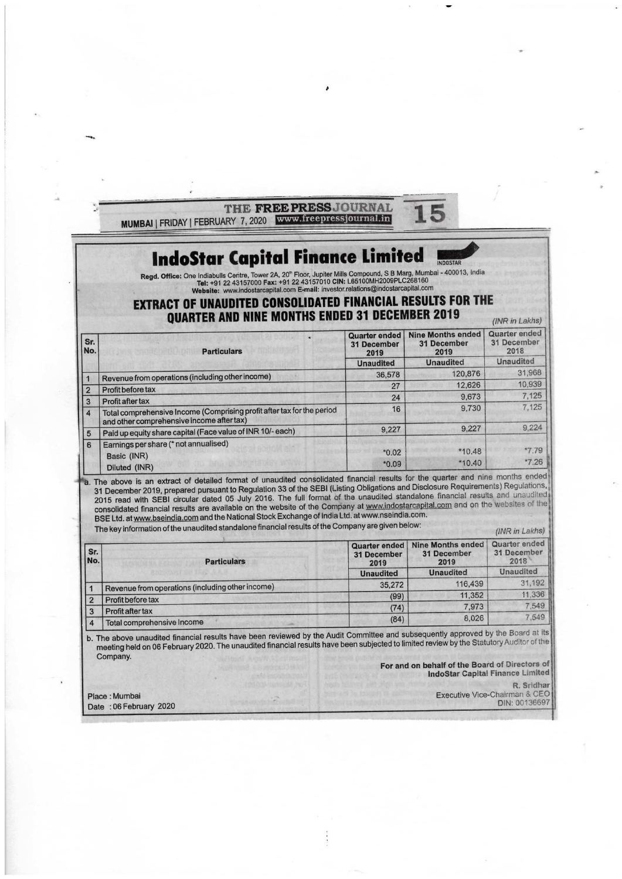THE FREE PRESS JOURNAL
MUMBAI | FRIDAY | FEBRUARY 7, 2020 www.freepressjournal.in

# IndoStar Capital Finance Limited

**Regd. Office:** One Indiabulls Centre, Tower 2A, 20th Floor, Jupiter Mills Compound, S B Marg, Mumbai - 400013, India
Tel: +91 22 43157000 Fax: +91 22 43157010 CIN: L65100MH2009PLC268160
**Website:** www.indostarcapital.com E-mail: investor.relations@indostarcapital.com

## EXTRACT OF UNAUDITED CONSOLIDATED FINANCIAL RESULTS FOR THE QUARTER AND NINE MONTHS ENDED 31 DECEMBER 2019

*(INR in Lakhs)*

| Sr. No. | Particulars | Quarter ended 31 December 2019 | Nine Months ended 31 December 2019 | Quarter ended 31 December 2018 |
|---|---|---|---|---|
| | | Unaudited | Unaudited | Unaudited |
| 1 | Revenue from operations (including other income) | 36,578 | 120,876 | 31,968 |
| 2 | Profit before tax | 27 | 12,626 | 10,939 |
| 3 | Profit after tax | 24 | 9,673 | 7,125 |
| 4 | Total comprehensive Income (Comprising profit after tax for the period and other comprehensive income after tax) | 16 | 9,730 | 7,125 |
| 5 | Paid up equity share capital (Face value of INR 10/- each) | 9,227 | 9,227 | 9,224 |
| 6 | Earnings per share (* not annualised) | | | |
| | Basic (INR) | *0.02 | *10.48 | *7.79 |
| | Diluted (INR) | *0.09 | *10.40 | *7.26 |

a. The above is an extract of detailed format of unaudited consolidated financial results for the quarter and nine months ended 31 December 2019, prepared pursuant to Regulation 33 of the SEBI (Listing Obligations and Disclosure Requirements) Regulations, 2015 read with SEBI circular dated 05 July 2016. The full format of the unaudited standalone financial results and unaudited consolidated financial results are available on the website of the Company at www.indostarcapital.com and on the websites of the BSE Ltd. at www.bseindia.com and the National Stock Exchange of India Ltd. at www.nseindia.com.

The key information of the unaudited standalone financial results of the Company are given below:

*(INR in Lakhs)*

| Sr. No. | Particulars | Quarter ended 31 December 2019 | Nine Months ended 31 December 2019 | Quarter ended 31 December 2018 |
|---|---|---|---|---|
| | | Unaudited | Unaudited | Unaudited |
| 1 | Revenue from operations (including other income) | 35,272 | 116,439 | 31,192 |
| 2 | Profit before tax | (99) | 11,352 | 11,336 |
| 3 | Profit after tax | (74) | 7,973 | 7,549 |
| 4 | Total comprehensive Income | (84) | 8,026 | 7,549 |

b. The above unaudited financial results have been reviewed by the Audit Committee and subsequently approved by the Board at its meeting held on 06 February 2020. The unaudited financial results have been subjected to limited review by the Statutory Auditor of the Company.

**For and on behalf of the Board of Directors of IndoStar Capital Finance Limited**

R. Sridhar
Executive Vice-Chairman & CEO
DIN: 00136697

Place : Mumbai
Date : 06 February 2020